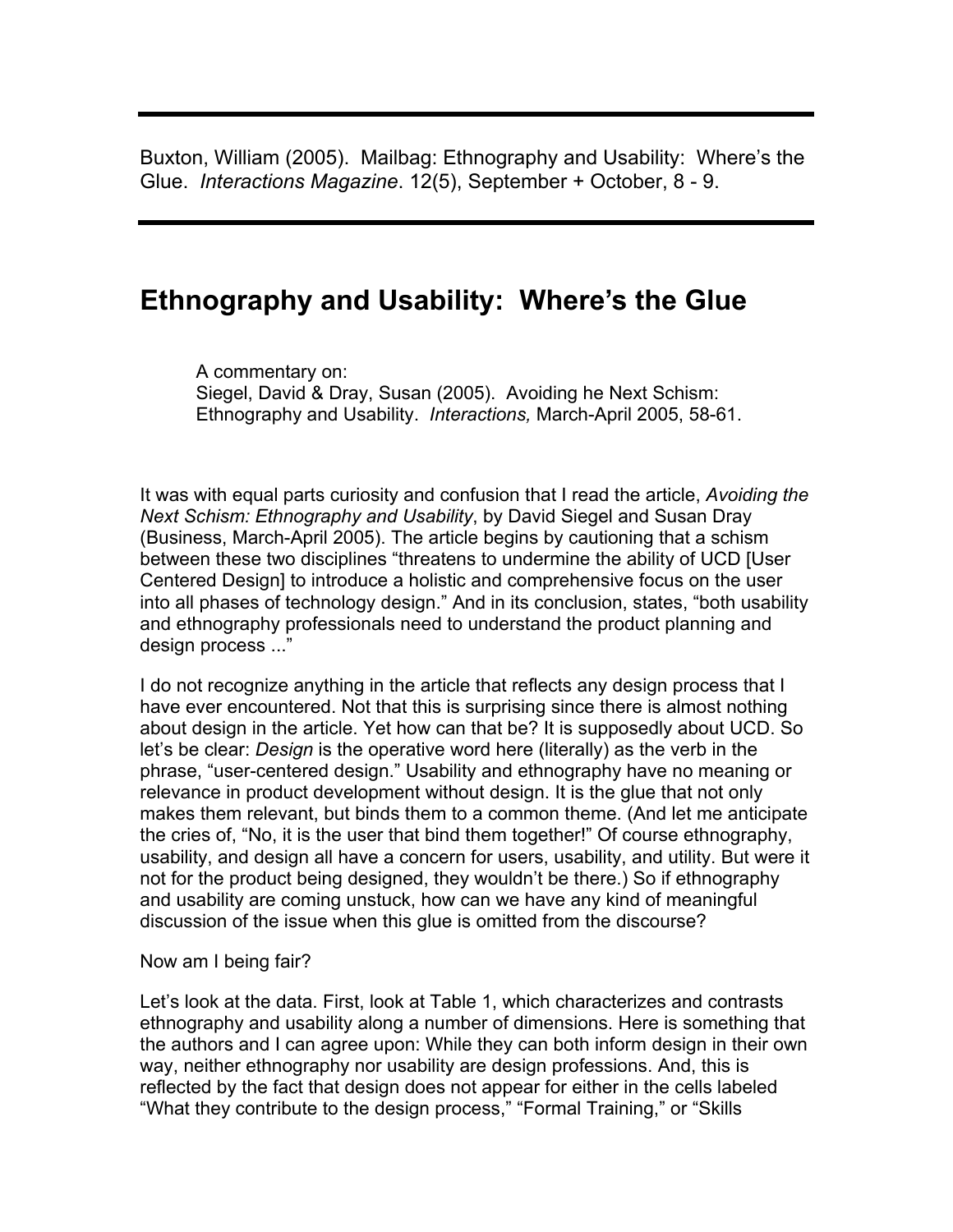Buxton, William (2005). Mailbag: Ethnography and Usability: Where's the Glue. *Interactions Magazine*. 12(5), September + October, 8 - 9.

# Ethnography and Usability: Where's the Glue

> A commentary on:
> Siegel, David & Dray, Susan (2005). Avoiding he Next Schism: Ethnography and Usability. *Interactions,* March-April 2005, 58-61.

It was with equal parts curiosity and confusion that I read the article, *Avoiding the Next Schism: Ethnography and Usability*, by David Siegel and Susan Dray (Business, March-April 2005). The article begins by cautioning that a schism between these two disciplines "threatens to undermine the ability of UCD [User Centered Design] to introduce a holistic and comprehensive focus on the user into all phases of technology design." And in its conclusion, states, "both usability and ethnography professionals need to understand the product planning and design process ..."

I do not recognize anything in the article that reflects any design process that I have ever encountered. Not that this is surprising since there is almost nothing about design in the article. Yet how can that be? It is supposedly about UCD. So let's be clear: *Design* is the operative word here (literally) as the verb in the phrase, "user-centered design." Usability and ethnography have no meaning or relevance in product development without design. It is the glue that not only makes them relevant, but binds them to a common theme. (And let me anticipate the cries of, "No, it is the user that bind them together!" Of course ethnography, usability, and design all have a concern for users, usability, and utility. But were it not for the product being designed, they wouldn't be there.) So if ethnography and usability are coming unstuck, how can we have any kind of meaningful discussion of the issue when this glue is omitted from the discourse?

Now am I being fair?

Let's look at the data. First, look at Table 1, which characterizes and contrasts ethnography and usability along a number of dimensions. Here is something that the authors and I can agree upon: While they can both inform design in their own way, neither ethnography nor usability are design professions. And, this is reflected by the fact that design does not appear for either in the cells labeled "What they contribute to the design process," "Formal Training," or "Skills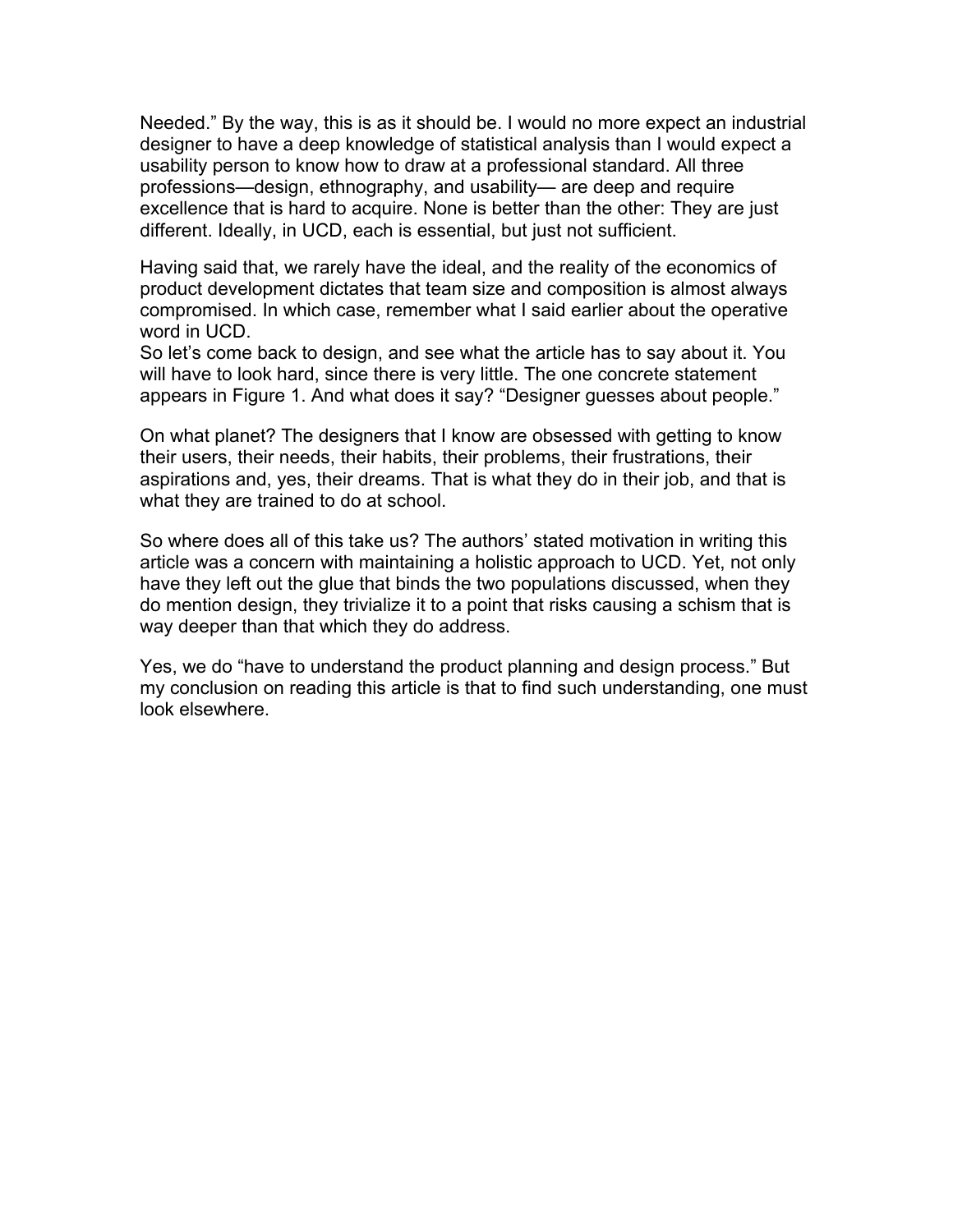Needed." By the way, this is as it should be. I would no more expect an industrial designer to have a deep knowledge of statistical analysis than I would expect a usability person to know how to draw at a professional standard. All three professions—design, ethnography, and usability— are deep and require excellence that is hard to acquire. None is better than the other: They are just different. Ideally, in UCD, each is essential, but just not sufficient.

Having said that, we rarely have the ideal, and the reality of the economics of product development dictates that team size and composition is almost always compromised. In which case, remember what I said earlier about the operative word in UCD.

So let's come back to design, and see what the article has to say about it. You will have to look hard, since there is very little. The one concrete statement appears in Figure 1. And what does it say? "Designer guesses about people."

On what planet? The designers that I know are obsessed with getting to know their users, their needs, their habits, their problems, their frustrations, their aspirations and, yes, their dreams. That is what they do in their job, and that is what they are trained to do at school.

So where does all of this take us? The authors' stated motivation in writing this article was a concern with maintaining a holistic approach to UCD. Yet, not only have they left out the glue that binds the two populations discussed, when they do mention design, they trivialize it to a point that risks causing a schism that is way deeper than that which they do address.

Yes, we do "have to understand the product planning and design process." But my conclusion on reading this article is that to find such understanding, one must look elsewhere.